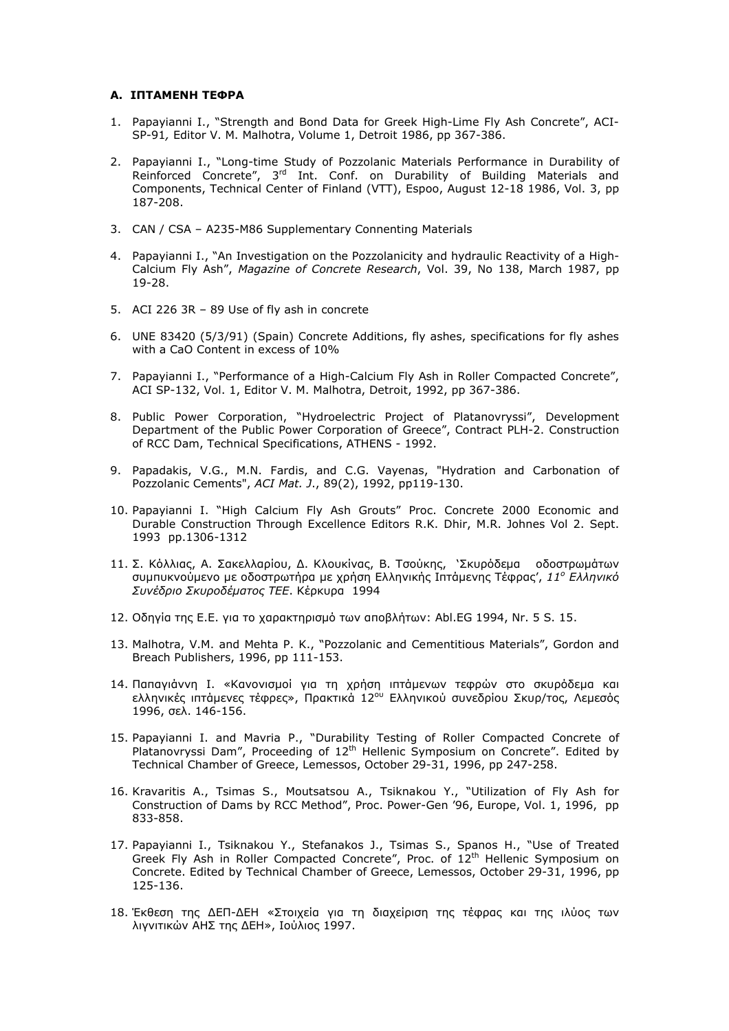### **Α. ΙΠΤΑΜΕΝΗ ΤΕΦΡΑ**

1. Papayianni I., "Strength and Bond Data for Greek High-Lime Fly Ash Concrete", ACI-SP-91*,* Editor V. M. Malhotra, Volume 1, Detroit 1986, pp 367-386.

2. Papayianni I., "Long-time Study of Pozzolanic Materials Performance in Durability of Reinforced Concrete", 3rd Int. Conf. on Durability of Building Materials and Components, Technical Center of Finland (VTT), Espoo, August 12-18 1986, Vol. 3, pp 187-208.

3. CAN / CSA – A235-M86 Supplementary Connenting Materials

4. Papayianni I., "An Investigation on the Pozzolanicity and hydraulic Reactivity of a High-Calcium Fly Ash", *Magazine of Concrete Research*, Vol. 39, No 138, March 1987, pp 19-28.

5. ACI 226 3R – 89 Use of fly ash in concrete

6. UNE 83420 (5/3/91) (Spain) Concrete Additions, fly ashes, specifications for fly ashes with a CaO Content in excess of 10%

7. Papayianni I., "Performance of a High-Calcium Fly Ash in Roller Compacted Concrete", ACI SP-132, Vol. 1, Editor V. M. Malhotra, Detroit, 1992, pp 367-386.

8. Public Power Corporation, "Hydroelectric Project of Platanovryssi", Development Department of the Public Power Corporation of Greece", Contract PLH-2. Construction of RCC Dam, Technical Specifications, ATHENS - 1992.

9. Papadakis, V.G., M.N. Fardis, and C.G. Vayenas, "Hydration and Carbonation of Pozzolanic Cements", *ACI Mat. J.*, 89(2), 1992, pp119-130.

10. Papayianni I. "High Calcium Fly Ash Grouts" Proc. Concrete 2000 Economic and Durable Construction Through Excellence Editors R.K. Dhir, M.R. Johnes Vol 2. Sept. 1993 pp.1306-1312

11. Σ. Κόλλιας, Α. Σακελλαρίου, Δ. Κλουκίνας, Β. Τσούκης, 'Σκυρόδεμα οδοστρωμάτων συμπυκνούμενο με οδοστρωτήρα με χρήση Ελληνικής Ιπτάμενης Τέφρας', *11ο Ελληνικό Συνέδριο Σκυροδέματος ΤΕΕ*. Κέρκυρα 1994

12. Οδηγία της Ε.Ε. για το χαρακτηρισμό των αποβλήτων: Abl.EG 1994, Nr. 5 S. 15.

13. Malhotra, V.M. and Mehta P. K., "Pozzolanic and Cementitious Materials", Gordon and Breach Publishers, 1996, pp 111-153.

14. Παπαγιάννη Ι. «Κανονισμοί για τη χρήση ιπτάμενων τεφρών στο σκυρόδεμα και ελληνικές ιπτάμενες τέφρες», Πρακτικά 12ου Ελληνικού συνεδρίου Σκυρ/τος, Λεμεσός 1996, σελ. 146-156.

15. Papayianni I. and Mavria P., "Durability Testing of Roller Compacted Concrete of Platanovryssi Dam", Proceeding of 12th Hellenic Symposium on Concrete". Edited by Technical Chamber of Greece, Lemessos, October 29-31, 1996, pp 247-258.

16. Kravaritis A., Tsimas S., Moutsatsou A., Tsiknakou Y., "Utilization of Fly Ash for Construction of Dams by RCC Method", Proc. Power-Gen '96, Europe, Vol. 1, 1996, pp 833-858.

17. Papayianni I., Tsiknakou Y., Stefanakos J., Tsimas S., Spanos H., "Use of Treated Greek Fly Ash in Roller Compacted Concrete", Proc. of 12th Hellenic Symposium on Concrete. Edited by Technical Chamber of Greece, Lemessos, October 29-31, 1996, pp 125-136.

18. Έκθεση της ΔΕΠ-ΔΕΗ «Στοιχεία για τη διαχείριση της τέφρας και της ιλύος των λιγνιτικών ΑΗΣ της ΔΕΗ», Ιούλιος 1997.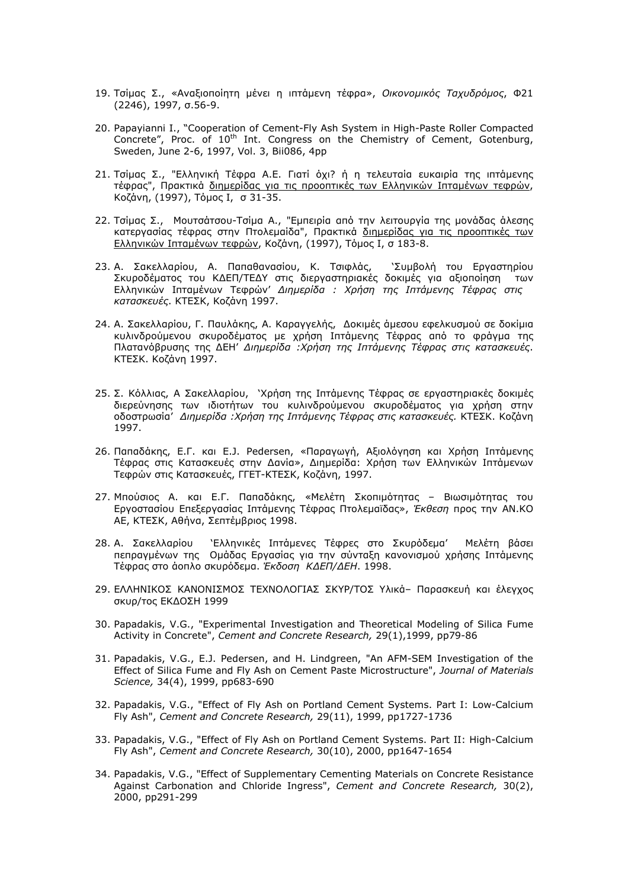19. Τσίμας Σ., «Αναξιοποίητη μένει η ιπτάμενη τέφρα», *Οικονομικός Ταχυδρόμος*, Φ21 (2246), 1997, σ.56-9.

20. Papayianni I., "Cooperation of Cement-Fly Ash System in High-Paste Roller Compacted Concrete", Proc. of 10th Int. Congress on the Chemistry of Cement, Gotenburg, Sweden, June 2-6, 1997, Vol. 3, Bii086, 4pp

21. Τσίμας Σ., "Ελληνική Τέφρα Α.Ε. Γιατί όχι? ή η τελευταία ευκαιρία της ιπτάμενης τέφρας", Πρακτικά <u>διημερίδας για τις προοπτικές των Ελληνικών Ιπταμένων τεφρών</u>, Κοζάνη, (1997), Τόμος Ι, σ 31-35.

22. Τσίμας Σ., Μουτσάτσου-Τσίμα Α., "Εμπειρία από την λειτουργία της μονάδας άλεσης κατεργασίας τέφρας στην Πτολεμαΐδα", Πρακτικά <u>διημερίδας για τις προοπτικές των Ελληνικών Ιπταμένων τεφρών</u>, Κοζάνη, (1997), Τόμος Ι, σ 183-8.

23. Α. Σακελλαρίου, Α. Παπαθανασίου, Κ. Τσιφλάς, 'Συμβολή του Εργαστηρίου Σκυροδέματος του ΚΔΕΠ/ΤΕΔΥ στις διεργαστηριακές δοκιμές για αξιοποίηση των Ελληνικών Ιπταμένων Τεφρών' *Διημερίδα : Χρήση της Ιπτάμενης Τέφρας στις κατασκευές*. ΚΤΕΣΚ, Κοζάνη 1997.

24. Α. Σακελλαρίου, Γ. Παυλάκης, Α. Καραγγελής, Δοκιμές άμεσου εφελκυσμού σε δοκίμια κυλινδρούμενου σκυροδέματος με χρήση Ιπτάμενης Τέφρας από το φράγμα της Πλατανόβρυσης της ΔΕΗ' *Διημερίδα :Χρήση της Ιπτάμενης Τέφρας στις κατασκευές*. ΚΤΕΣΚ. Κοζάνη 1997.

25. Σ. Κόλλιας, Α Σακελλαρίου, 'Χρήση της Ιπτάμενης Τέφρας σε εργαστηριακές δοκιμές διερεύνησης των ιδιοτήτων του κυλινδρούμενου σκυροδέματος για χρήση στην οδοστρωσία' *Διημερίδα :Χρήση της Ιπτάμενης Τέφρας στις κατασκευές.* ΚΤΕΣΚ. Κοζάνη 1997.

26. Παπαδάκης, Ε.Γ. και E.J. Pedersen, «Παραγωγή, Αξιολόγηση και Χρήση Ιπτάμενης Τέφρας στις Κατασκευές στην Δανία», Διημερίδα: Χρήση των Ελληνικών Ιπτάμενων Τεφρών στις Κατασκευές, ΓΓΕΤ-ΚΤΕΣΚ, Κοζάνη, 1997.

27. Μπούσιος Α. και Ε.Γ. Παπαδάκης, «Μελέτη Σκοπιμότητας – Βιωσιμότητας του Εργοστασίου Επεξεργασίας Ιπτάμενης Τέφρας Πτολεμαΐδας», *Έκθεση* προς την ΑΝ.ΚΟ ΑΕ, ΚΤΕΣΚ, Αθήνα, Σεπτέμβριος 1998.

28. Α. Σακελλαρίου 'Ελληνικές Ιπτάμενες Τέφρες στο Σκυρόδεμα' Μελέτη βάσει πεπραγμένων της Ομάδας Εργασίας για την σύνταξη κανονισμού χρήσης Ιπτάμενης Τέφρας στο άοπλο σκυρόδεμα. *Έκδοση ΚΔΕΠ/ΔΕΗ*. 1998.

29. ΕΛΛΗΝΙΚΟΣ ΚΑΝΟΝΙΣΜΟΣ ΤΕΧΝΟΛΟΓΙΑΣ ΣΚΥΡ/ΤΟΣ Υλικά– Παρασκευή και έλεγχος σκυρ/τος ΕΚΔΟΣΗ 1999

30. Papadakis, V.G., "Experimental Investigation and Theoretical Modeling of Silica Fume Activity in Concrete", *Cement and Concrete Research,* 29(1),1999, pp79-86

31. Papadakis, V.G., E.J. Pedersen, and H. Lindgreen, "An AFM-SEM Investigation of the Effect of Silica Fume and Fly Ash on Cement Paste Microstructure", *Journal of Materials Science,* 34(4), 1999, pp683-690

32. Papadakis, V.G., "Effect of Fly Ash on Portland Cement Systems. Part I: Low-Calcium Fly Ash", *Cement and Concrete Research,* 29(11), 1999, pp1727-1736

33. Papadakis, V.G., "Effect of Fly Ash on Portland Cement Systems. Part II: High-Calcium Fly Ash", *Cement and Concrete Research,* 30(10), 2000, pp1647-1654

34. Papadakis, V.G., "Effect of Supplementary Cementing Materials on Concrete Resistance Against Carbonation and Chloride Ingress", *Cement and Concrete Research,* 30(2), 2000, pp291-299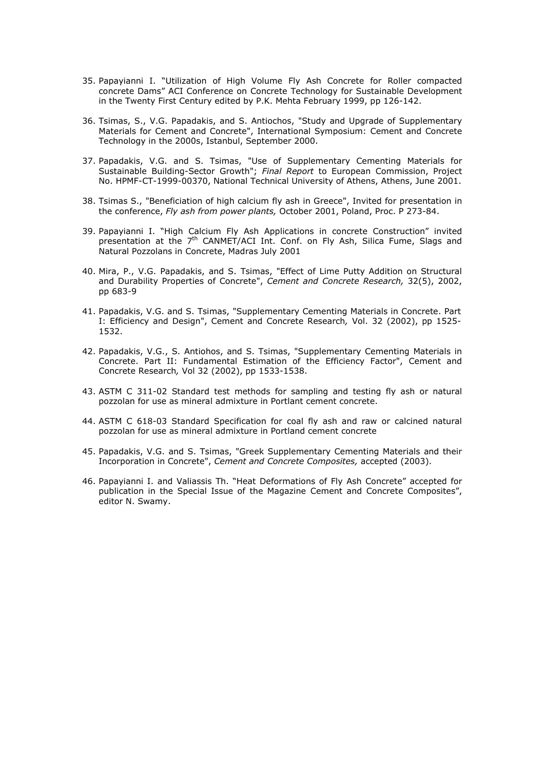35. Papayianni I. "Utilization of High Volume Fly Ash Concrete for Roller compacted concrete Dams" ACI Conference on Concrete Technology for Sustainable Development in the Twenty First Century edited by P.K. Mehta February 1999, pp 126-142.

36. Tsimas, S., V.G. Papadakis, and S. Antiochos, "Study and Upgrade of Supplementary Materials for Cement and Concrete", International Symposium: Cement and Concrete Technology in the 2000s, Istanbul, September 2000.

37. Papadakis, V.G. and S. Tsimas, "Use of Supplementary Cementing Materials for Sustainable Building-Sector Growth"; *Final Report* to European Commission, Project No. HPMF-CT-1999-00370, National Technical University of Athens, Athens, June 2001.

38. Tsimas S., "Beneficiation of high calcium fly ash in Greece", Invited for presentation in the conference, *Fly ash from power plants,* October 2001, Poland, Proc. P 273-84.

39. Papayianni I. "High Calcium Fly Ash Applications in concrete Construction" invited presentation at the 7th CANMET/ACI Int. Conf. on Fly Ash, Silica Fume, Slags and Natural Pozzolans in Concrete, Madras July 2001

40. Mira, P., V.G. Papadakis, and S. Tsimas, "Effect of Lime Putty Addition on Structural and Durability Properties of Concrete", *Cement and Concrete Research,* 32(5), 2002, pp 683-9

41. Papadakis, V.G. and S. Tsimas, "Supplementary Cementing Materials in Concrete. Part I: Efficiency and Design", Cement and Concrete Research*,* Vol. 32 (2002), pp 1525-1532.

42. Papadakis, V.G., S. Antiohos, and S. Tsimas, "Supplementary Cementing Materials in Concrete. Part II: Fundamental Estimation of the Efficiency Factor", Cement and Concrete Research*,* Vol 32 (2002), pp 1533-1538.

43. ASTM C 311-02 Standard test methods for sampling and testing fly ash or natural pozzolan for use as mineral admixture in Portlant cement concrete.

44. ASTM C 618-03 Standard Specification for coal fly ash and raw or calcined natural pozzolan for use as mineral admixture in Portland cement concrete

45. Papadakis, V.G. and S. Tsimas, "Greek Supplementary Cementing Materials and their Incorporation in Concrete", *Cement and Concrete Composites,* accepted (2003).

46. Papayianni I. and Valiassis Th. "Heat Deformations of Fly Ash Concrete" accepted for publication in the Special Issue of the Magazine Cement and Concrete Composites", editor N. Swamy.